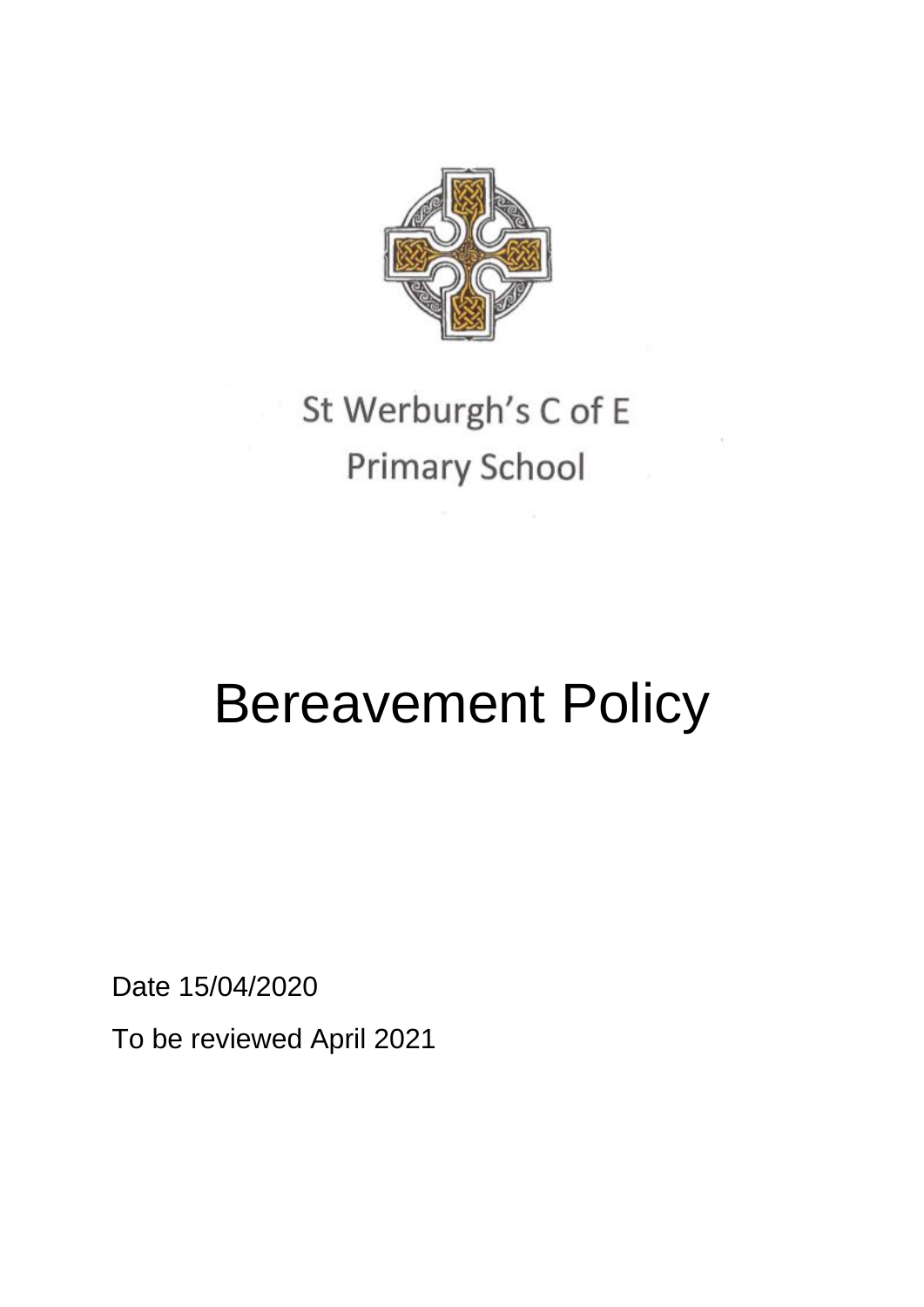St Werburgh's C of E
Primary School

# Bereavement Policy

Date 15/04/2020

To be reviewed April 2021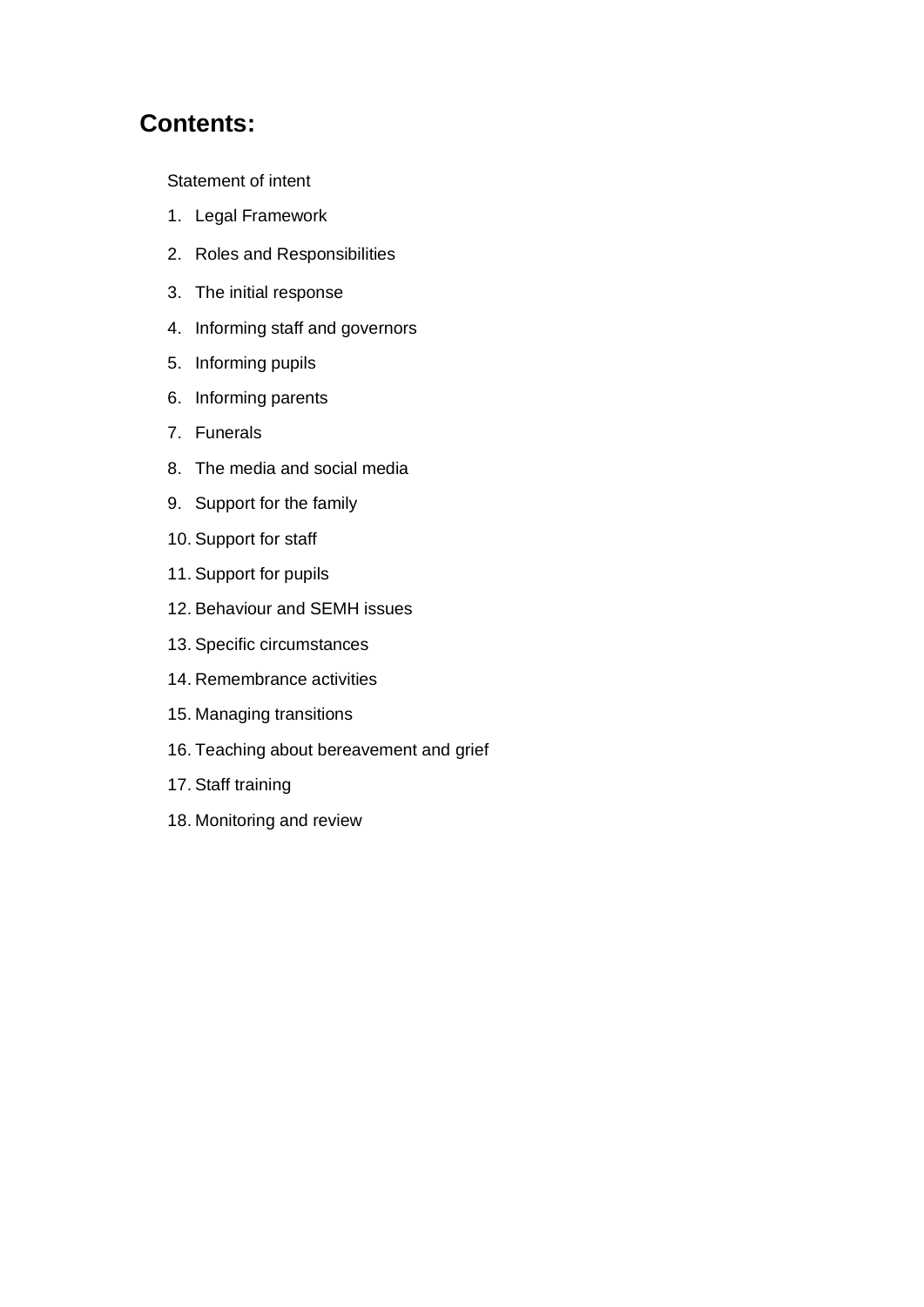## Contents:

Statement of intent

1. Legal Framework
2. Roles and Responsibilities
3. The initial response
4. Informing staff and governors
5. Informing pupils
6. Informing parents
7. Funerals
8. The media and social media
9. Support for the family
10. Support for staff
11. Support for pupils
12. Behaviour and SEMH issues
13. Specific circumstances
14. Remembrance activities
15. Managing transitions
16. Teaching about bereavement and grief
17. Staff training
18. Monitoring and review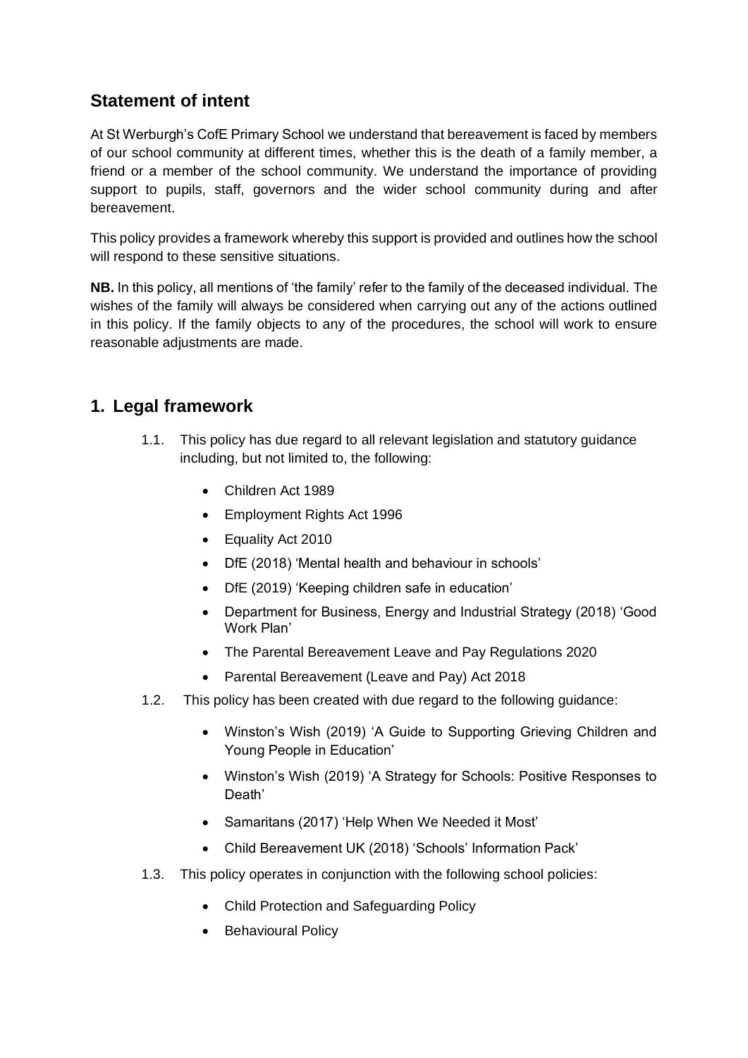## Statement of intent

At St Werburgh's CofE Primary School we understand that bereavement is faced by members of our school community at different times, whether this is the death of a family member, a friend or a member of the school community. We understand the importance of providing support to pupils, staff, governors and the wider school community during and after bereavement.

This policy provides a framework whereby this support is provided and outlines how the school will respond to these sensitive situations.

**NB.** In this policy, all mentions of 'the family' refer to the family of the deceased individual. The wishes of the family will always be considered when carrying out any of the actions outlined in this policy. If the family objects to any of the procedures, the school will work to ensure reasonable adjustments are made.

## 1. Legal framework

1.1. This policy has due regard to all relevant legislation and statutory guidance including, but not limited to, the following:

- Children Act 1989
- Employment Rights Act 1996
- Equality Act 2010
- DfE (2018) 'Mental health and behaviour in schools'
- DfE (2019) 'Keeping children safe in education'
- Department for Business, Energy and Industrial Strategy (2018) 'Good Work Plan'
- The Parental Bereavement Leave and Pay Regulations 2020
- Parental Bereavement (Leave and Pay) Act 2018

1.2. This policy has been created with due regard to the following guidance:

- Winston's Wish (2019) 'A Guide to Supporting Grieving Children and Young People in Education'
- Winston's Wish (2019) 'A Strategy for Schools: Positive Responses to Death'
- Samaritans (2017) 'Help When We Needed it Most'
- Child Bereavement UK (2018) 'Schools' Information Pack'

1.3. This policy operates in conjunction with the following school policies:

- Child Protection and Safeguarding Policy
- Behavioural Policy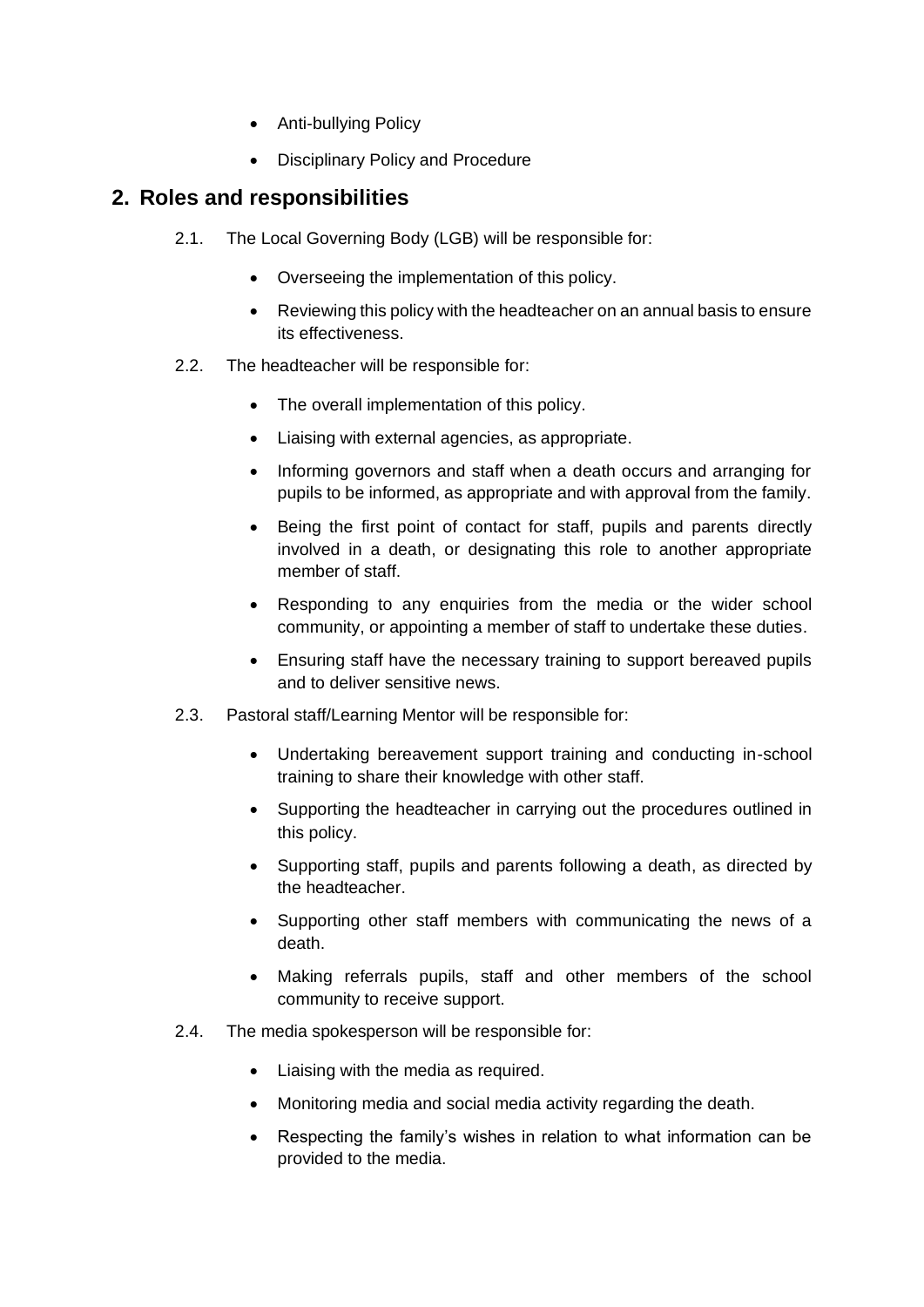- Anti-bullying Policy
- Disciplinary Policy and Procedure

## 2. Roles and responsibilities

2.1. The Local Governing Body (LGB) will be responsible for:

- Overseeing the implementation of this policy.
- Reviewing this policy with the headteacher on an annual basis to ensure its effectiveness.

2.2. The headteacher will be responsible for:

- The overall implementation of this policy.
- Liaising with external agencies, as appropriate.
- Informing governors and staff when a death occurs and arranging for pupils to be informed, as appropriate and with approval from the family.
- Being the first point of contact for staff, pupils and parents directly involved in a death, or designating this role to another appropriate member of staff.
- Responding to any enquiries from the media or the wider school community, or appointing a member of staff to undertake these duties.
- Ensuring staff have the necessary training to support bereaved pupils and to deliver sensitive news.

2.3. Pastoral staff/Learning Mentor will be responsible for:

- Undertaking bereavement support training and conducting in-school training to share their knowledge with other staff.
- Supporting the headteacher in carrying out the procedures outlined in this policy.
- Supporting staff, pupils and parents following a death, as directed by the headteacher.
- Supporting other staff members with communicating the news of a death.
- Making referrals pupils, staff and other members of the school community to receive support.

2.4. The media spokesperson will be responsible for:

- Liaising with the media as required.
- Monitoring media and social media activity regarding the death.
- Respecting the family's wishes in relation to what information can be provided to the media.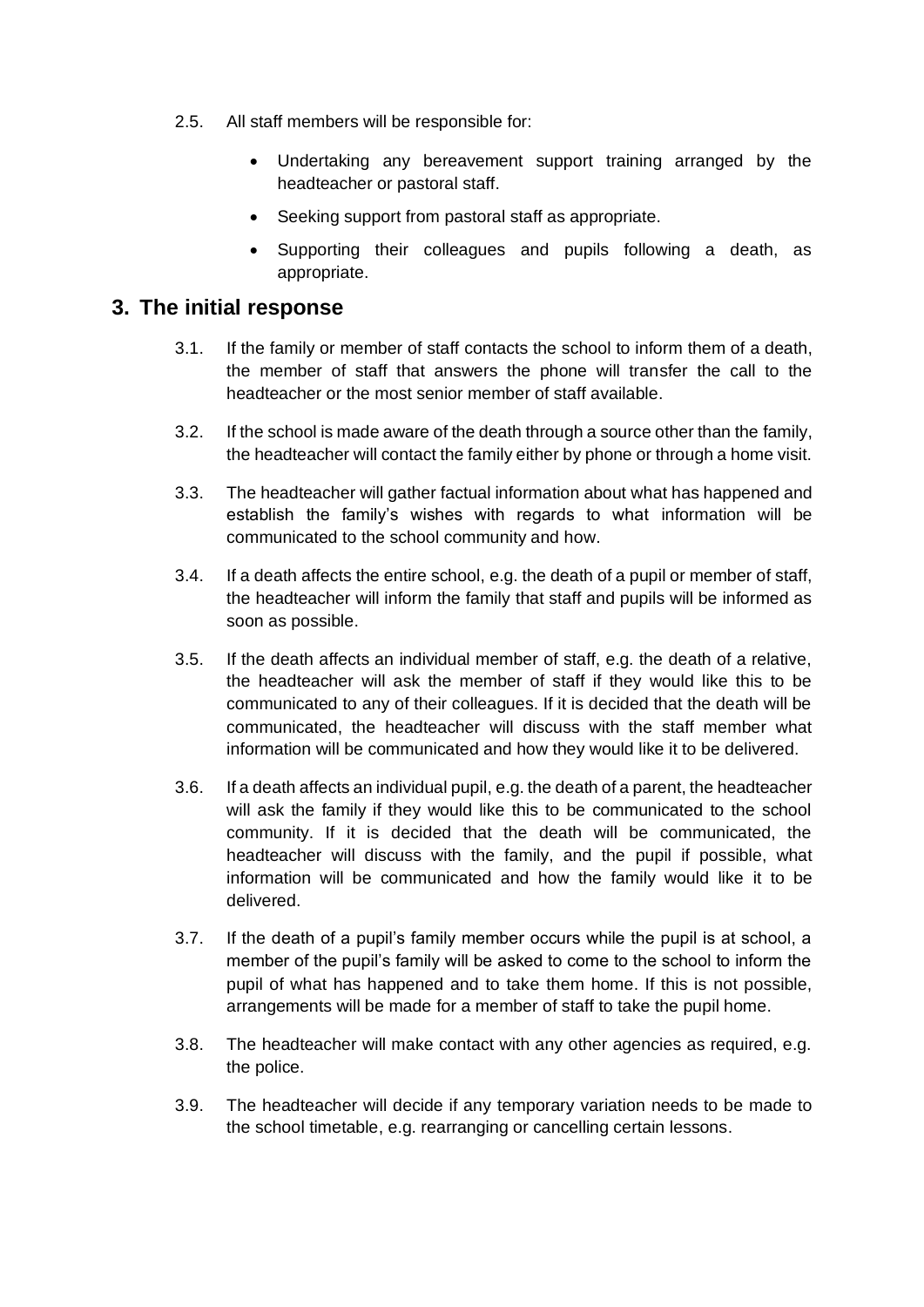2.5. All staff members will be responsible for:

- Undertaking any bereavement support training arranged by the headteacher or pastoral staff.
- Seeking support from pastoral staff as appropriate.
- Supporting their colleagues and pupils following a death, as appropriate.

## 3. The initial response

3.1. If the family or member of staff contacts the school to inform them of a death, the member of staff that answers the phone will transfer the call to the headteacher or the most senior member of staff available.

3.2. If the school is made aware of the death through a source other than the family, the headteacher will contact the family either by phone or through a home visit.

3.3. The headteacher will gather factual information about what has happened and establish the family's wishes with regards to what information will be communicated to the school community and how.

3.4. If a death affects the entire school, e.g. the death of a pupil or member of staff, the headteacher will inform the family that staff and pupils will be informed as soon as possible.

3.5. If the death affects an individual member of staff, e.g. the death of a relative, the headteacher will ask the member of staff if they would like this to be communicated to any of their colleagues. If it is decided that the death will be communicated, the headteacher will discuss with the staff member what information will be communicated and how they would like it to be delivered.

3.6. If a death affects an individual pupil, e.g. the death of a parent, the headteacher will ask the family if they would like this to be communicated to the school community. If it is decided that the death will be communicated, the headteacher will discuss with the family, and the pupil if possible, what information will be communicated and how the family would like it to be delivered.

3.7. If the death of a pupil's family member occurs while the pupil is at school, a member of the pupil's family will be asked to come to the school to inform the pupil of what has happened and to take them home. If this is not possible, arrangements will be made for a member of staff to take the pupil home.

3.8. The headteacher will make contact with any other agencies as required, e.g. the police.

3.9. The headteacher will decide if any temporary variation needs to be made to the school timetable, e.g. rearranging or cancelling certain lessons.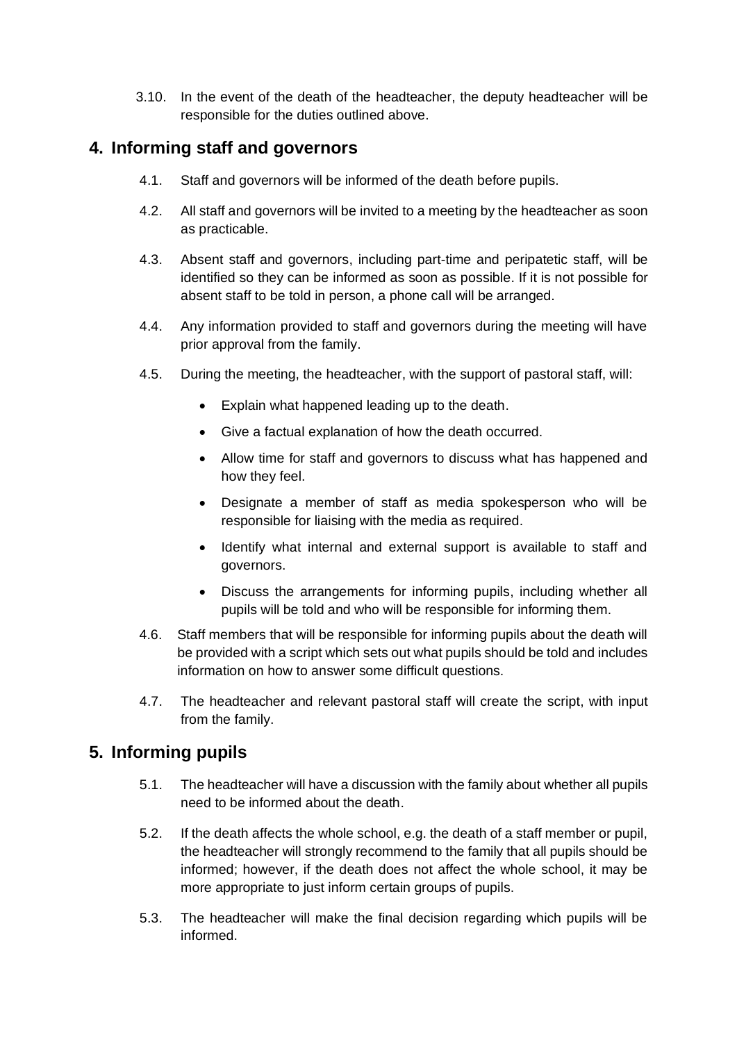3.10. In the event of the death of the headteacher, the deputy headteacher will be responsible for the duties outlined above.

## 4. Informing staff and governors

4.1. Staff and governors will be informed of the death before pupils.

4.2. All staff and governors will be invited to a meeting by the headteacher as soon as practicable.

4.3. Absent staff and governors, including part-time and peripatetic staff, will be identified so they can be informed as soon as possible. If it is not possible for absent staff to be told in person, a phone call will be arranged.

4.4. Any information provided to staff and governors during the meeting will have prior approval from the family.

4.5. During the meeting, the headteacher, with the support of pastoral staff, will:

- Explain what happened leading up to the death.
- Give a factual explanation of how the death occurred.
- Allow time for staff and governors to discuss what has happened and how they feel.
- Designate a member of staff as media spokesperson who will be responsible for liaising with the media as required.
- Identify what internal and external support is available to staff and governors.
- Discuss the arrangements for informing pupils, including whether all pupils will be told and who will be responsible for informing them.

4.6. Staff members that will be responsible for informing pupils about the death will be provided with a script which sets out what pupils should be told and includes information on how to answer some difficult questions.

4.7. The headteacher and relevant pastoral staff will create the script, with input from the family.

## 5. Informing pupils

5.1. The headteacher will have a discussion with the family about whether all pupils need to be informed about the death.

5.2. If the death affects the whole school, e.g. the death of a staff member or pupil, the headteacher will strongly recommend to the family that all pupils should be informed; however, if the death does not affect the whole school, it may be more appropriate to just inform certain groups of pupils.

5.3. The headteacher will make the final decision regarding which pupils will be informed.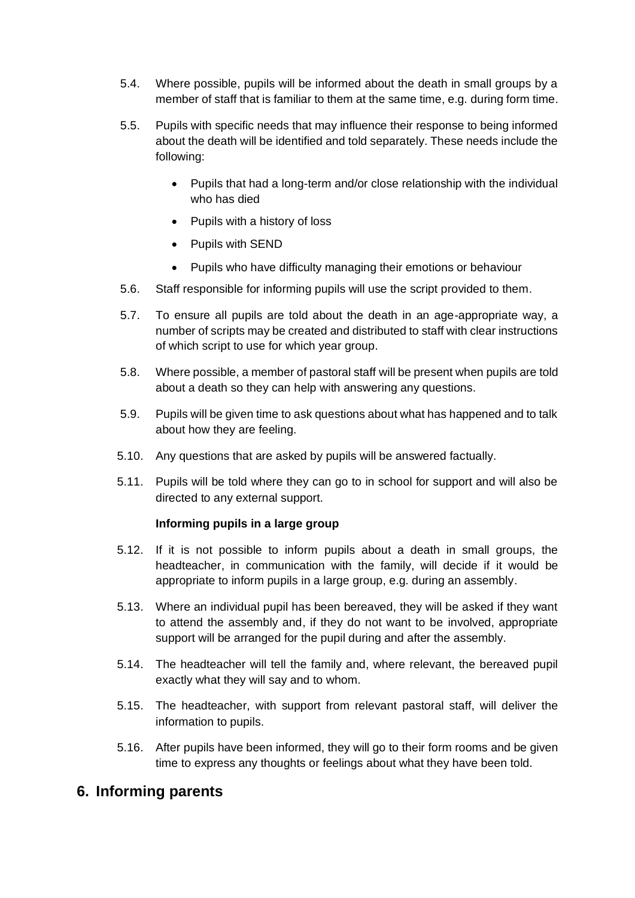5.4. Where possible, pupils will be informed about the death in small groups by a member of staff that is familiar to them at the same time, e.g. during form time.

5.5. Pupils with specific needs that may influence their response to being informed about the death will be identified and told separately. These needs include the following:

- Pupils that had a long-term and/or close relationship with the individual who has died
- Pupils with a history of loss
- Pupils with SEND
- Pupils who have difficulty managing their emotions or behaviour

5.6. Staff responsible for informing pupils will use the script provided to them.

5.7. To ensure all pupils are told about the death in an age-appropriate way, a number of scripts may be created and distributed to staff with clear instructions of which script to use for which year group.

5.8. Where possible, a member of pastoral staff will be present when pupils are told about a death so they can help with answering any questions.

5.9. Pupils will be given time to ask questions about what has happened and to talk about how they are feeling.

5.10. Any questions that are asked by pupils will be answered factually.

5.11. Pupils will be told where they can go to in school for support and will also be directed to any external support.

**Informing pupils in a large group**

5.12. If it is not possible to inform pupils about a death in small groups, the headteacher, in communication with the family, will decide if it would be appropriate to inform pupils in a large group, e.g. during an assembly.

5.13. Where an individual pupil has been bereaved, they will be asked if they want to attend the assembly and, if they do not want to be involved, appropriate support will be arranged for the pupil during and after the assembly.

5.14. The headteacher will tell the family and, where relevant, the bereaved pupil exactly what they will say and to whom.

5.15. The headteacher, with support from relevant pastoral staff, will deliver the information to pupils.

5.16. After pupils have been informed, they will go to their form rooms and be given time to express any thoughts or feelings about what they have been told.

## 6. Informing parents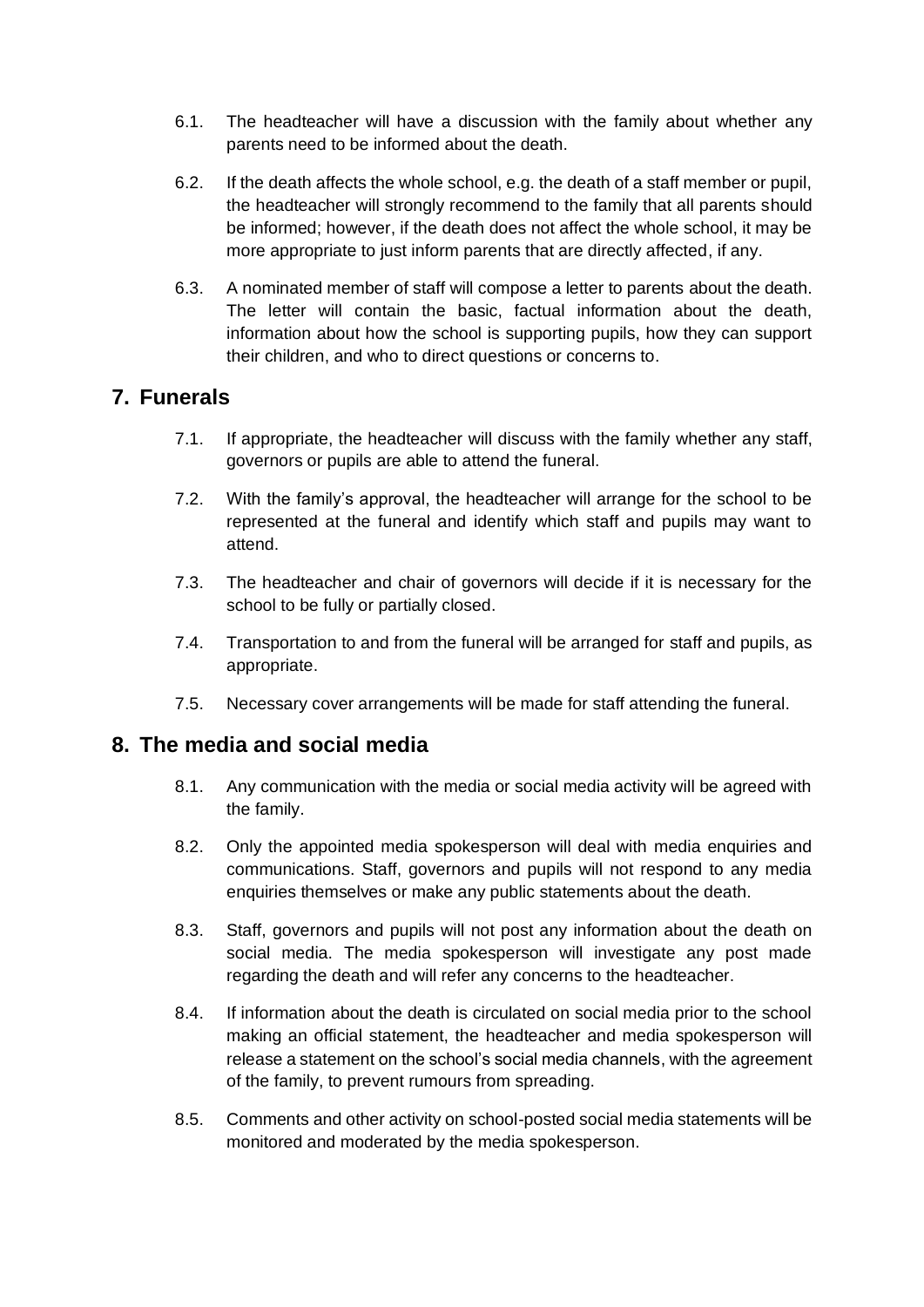6.1. The headteacher will have a discussion with the family about whether any parents need to be informed about the death.

6.2. If the death affects the whole school, e.g. the death of a staff member or pupil, the headteacher will strongly recommend to the family that all parents should be informed; however, if the death does not affect the whole school, it may be more appropriate to just inform parents that are directly affected, if any.

6.3. A nominated member of staff will compose a letter to parents about the death. The letter will contain the basic, factual information about the death, information about how the school is supporting pupils, how they can support their children, and who to direct questions or concerns to.

## 7. Funerals

7.1. If appropriate, the headteacher will discuss with the family whether any staff, governors or pupils are able to attend the funeral.

7.2. With the family's approval, the headteacher will arrange for the school to be represented at the funeral and identify which staff and pupils may want to attend.

7.3. The headteacher and chair of governors will decide if it is necessary for the school to be fully or partially closed.

7.4. Transportation to and from the funeral will be arranged for staff and pupils, as appropriate.

7.5. Necessary cover arrangements will be made for staff attending the funeral.

## 8. The media and social media

8.1. Any communication with the media or social media activity will be agreed with the family.

8.2. Only the appointed media spokesperson will deal with media enquiries and communications. Staff, governors and pupils will not respond to any media enquiries themselves or make any public statements about the death.

8.3. Staff, governors and pupils will not post any information about the death on social media. The media spokesperson will investigate any post made regarding the death and will refer any concerns to the headteacher.

8.4. If information about the death is circulated on social media prior to the school making an official statement, the headteacher and media spokesperson will release a statement on the school's social media channels, with the agreement of the family, to prevent rumours from spreading.

8.5. Comments and other activity on school-posted social media statements will be monitored and moderated by the media spokesperson.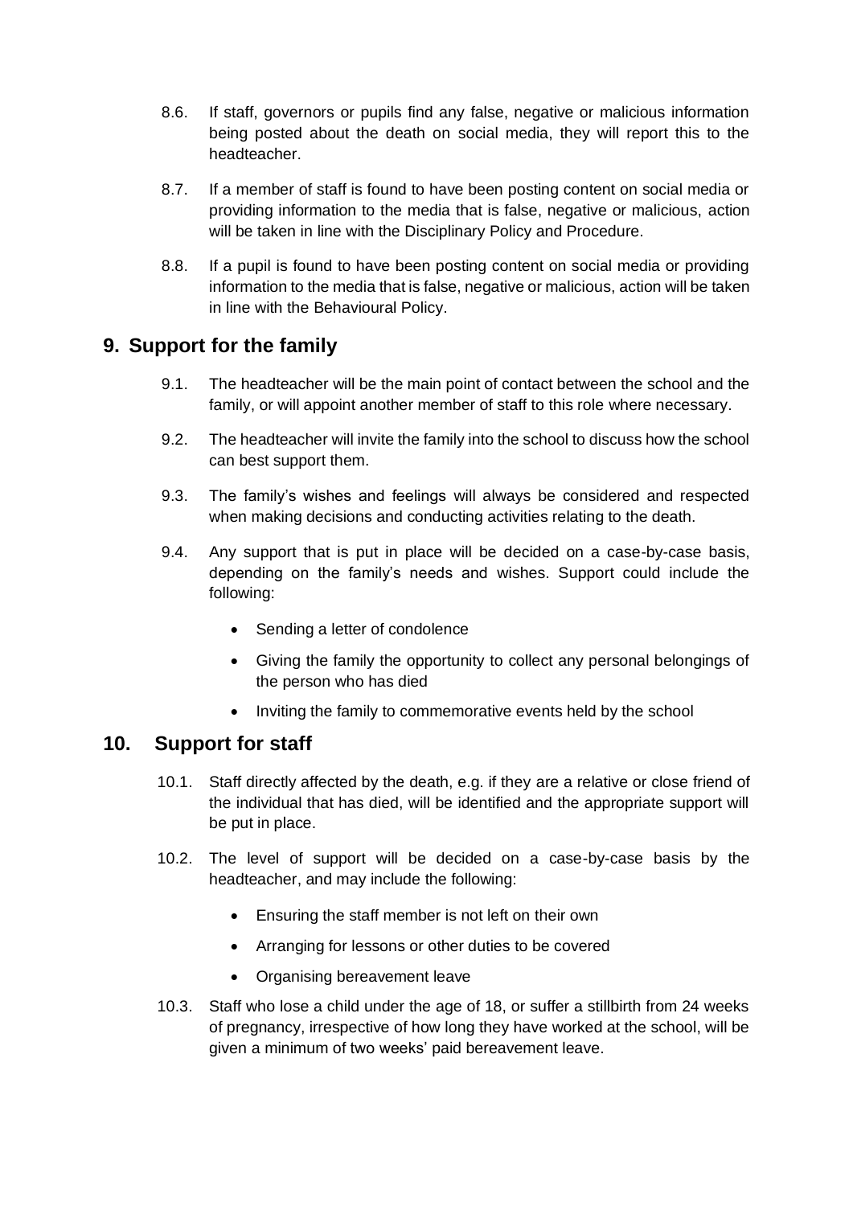8.6. If staff, governors or pupils find any false, negative or malicious information being posted about the death on social media, they will report this to the headteacher.

8.7. If a member of staff is found to have been posting content on social media or providing information to the media that is false, negative or malicious, action will be taken in line with the Disciplinary Policy and Procedure.

8.8. If a pupil is found to have been posting content on social media or providing information to the media that is false, negative or malicious, action will be taken in line with the Behavioural Policy.

## 9. Support for the family

9.1. The headteacher will be the main point of contact between the school and the family, or will appoint another member of staff to this role where necessary.

9.2. The headteacher will invite the family into the school to discuss how the school can best support them.

9.3. The family's wishes and feelings will always be considered and respected when making decisions and conducting activities relating to the death.

9.4. Any support that is put in place will be decided on a case-by-case basis, depending on the family's needs and wishes. Support could include the following:

- Sending a letter of condolence
- Giving the family the opportunity to collect any personal belongings of the person who has died
- Inviting the family to commemorative events held by the school

## 10. Support for staff

10.1. Staff directly affected by the death, e.g. if they are a relative or close friend of the individual that has died, will be identified and the appropriate support will be put in place.

10.2. The level of support will be decided on a case-by-case basis by the headteacher, and may include the following:

- Ensuring the staff member is not left on their own
- Arranging for lessons or other duties to be covered
- Organising bereavement leave

10.3. Staff who lose a child under the age of 18, or suffer a stillbirth from 24 weeks of pregnancy, irrespective of how long they have worked at the school, will be given a minimum of two weeks' paid bereavement leave.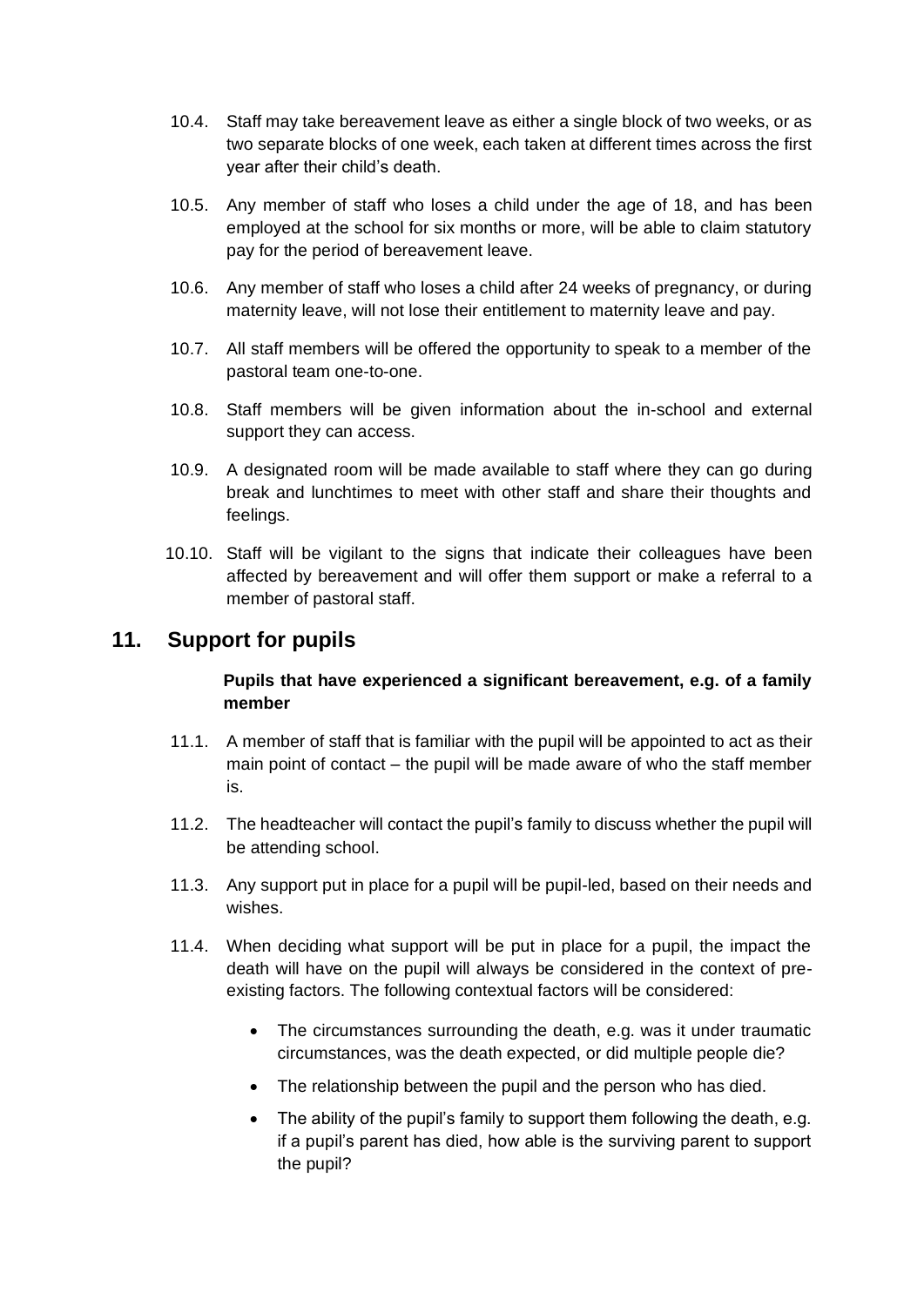10.4. Staff may take bereavement leave as either a single block of two weeks, or as two separate blocks of one week, each taken at different times across the first year after their child's death.

10.5. Any member of staff who loses a child under the age of 18, and has been employed at the school for six months or more, will be able to claim statutory pay for the period of bereavement leave.

10.6. Any member of staff who loses a child after 24 weeks of pregnancy, or during maternity leave, will not lose their entitlement to maternity leave and pay.

10.7. All staff members will be offered the opportunity to speak to a member of the pastoral team one-to-one.

10.8. Staff members will be given information about the in-school and external support they can access.

10.9. A designated room will be made available to staff where they can go during break and lunchtimes to meet with other staff and share their thoughts and feelings.

10.10. Staff will be vigilant to the signs that indicate their colleagues have been affected by bereavement and will offer them support or make a referral to a member of pastoral staff.

## 11. Support for pupils

**Pupils that have experienced a significant bereavement, e.g. of a family member**

11.1. A member of staff that is familiar with the pupil will be appointed to act as their main point of contact – the pupil will be made aware of who the staff member is.

11.2. The headteacher will contact the pupil's family to discuss whether the pupil will be attending school.

11.3. Any support put in place for a pupil will be pupil-led, based on their needs and wishes.

11.4. When deciding what support will be put in place for a pupil, the impact the death will have on the pupil will always be considered in the context of pre-existing factors. The following contextual factors will be considered:

- The circumstances surrounding the death, e.g. was it under traumatic circumstances, was the death expected, or did multiple people die?
- The relationship between the pupil and the person who has died.
- The ability of the pupil's family to support them following the death, e.g. if a pupil's parent has died, how able is the surviving parent to support the pupil?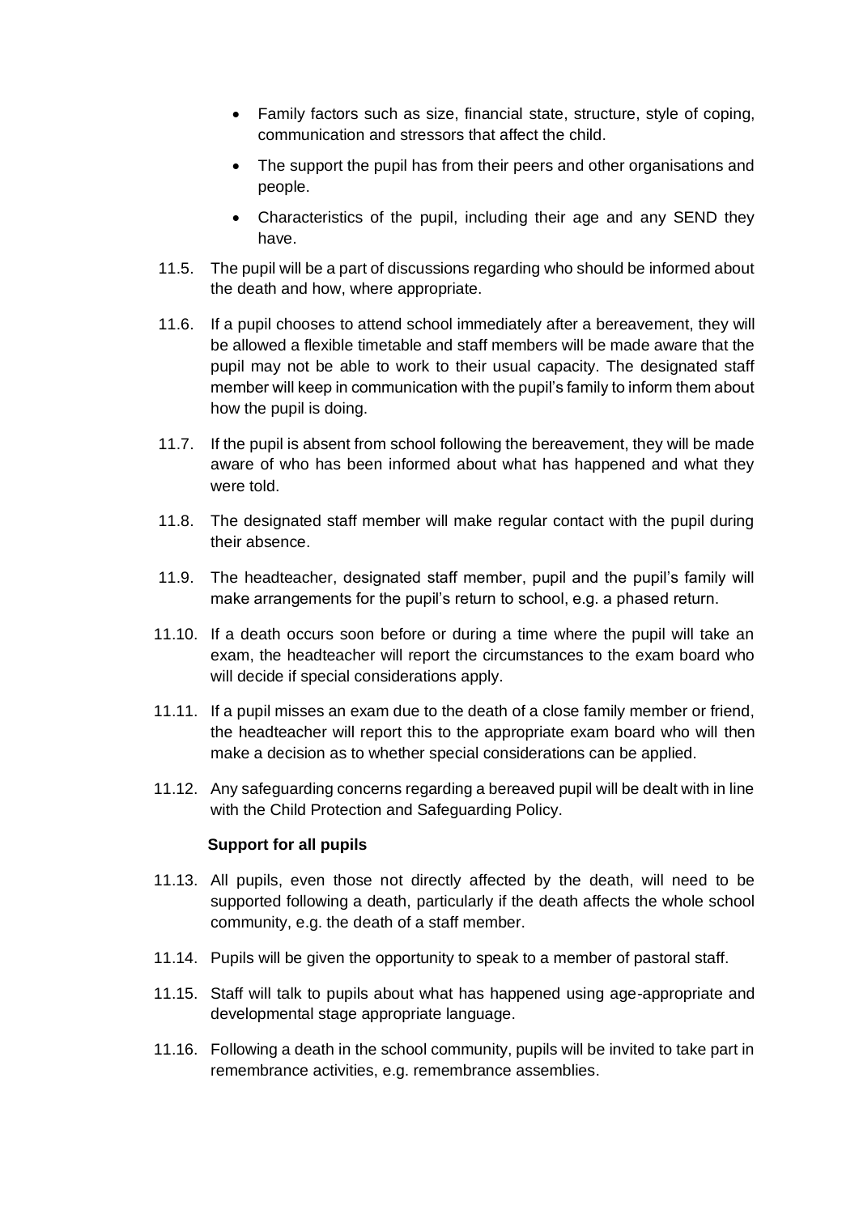- Family factors such as size, financial state, structure, style of coping, communication and stressors that affect the child.
- The support the pupil has from their peers and other organisations and people.
- Characteristics of the pupil, including their age and any SEND they have.

11.5. The pupil will be a part of discussions regarding who should be informed about the death and how, where appropriate.

11.6. If a pupil chooses to attend school immediately after a bereavement, they will be allowed a flexible timetable and staff members will be made aware that the pupil may not be able to work to their usual capacity. The designated staff member will keep in communication with the pupil's family to inform them about how the pupil is doing.

11.7. If the pupil is absent from school following the bereavement, they will be made aware of who has been informed about what has happened and what they were told.

11.8. The designated staff member will make regular contact with the pupil during their absence.

11.9. The headteacher, designated staff member, pupil and the pupil's family will make arrangements for the pupil's return to school, e.g. a phased return.

11.10. If a death occurs soon before or during a time where the pupil will take an exam, the headteacher will report the circumstances to the exam board who will decide if special considerations apply.

11.11. If a pupil misses an exam due to the death of a close family member or friend, the headteacher will report this to the appropriate exam board who will then make a decision as to whether special considerations can be applied.

11.12. Any safeguarding concerns regarding a bereaved pupil will be dealt with in line with the Child Protection and Safeguarding Policy.

**Support for all pupils**

11.13. All pupils, even those not directly affected by the death, will need to be supported following a death, particularly if the death affects the whole school community, e.g. the death of a staff member.

11.14. Pupils will be given the opportunity to speak to a member of pastoral staff.

11.15. Staff will talk to pupils about what has happened using age-appropriate and developmental stage appropriate language.

11.16. Following a death in the school community, pupils will be invited to take part in remembrance activities, e.g. remembrance assemblies.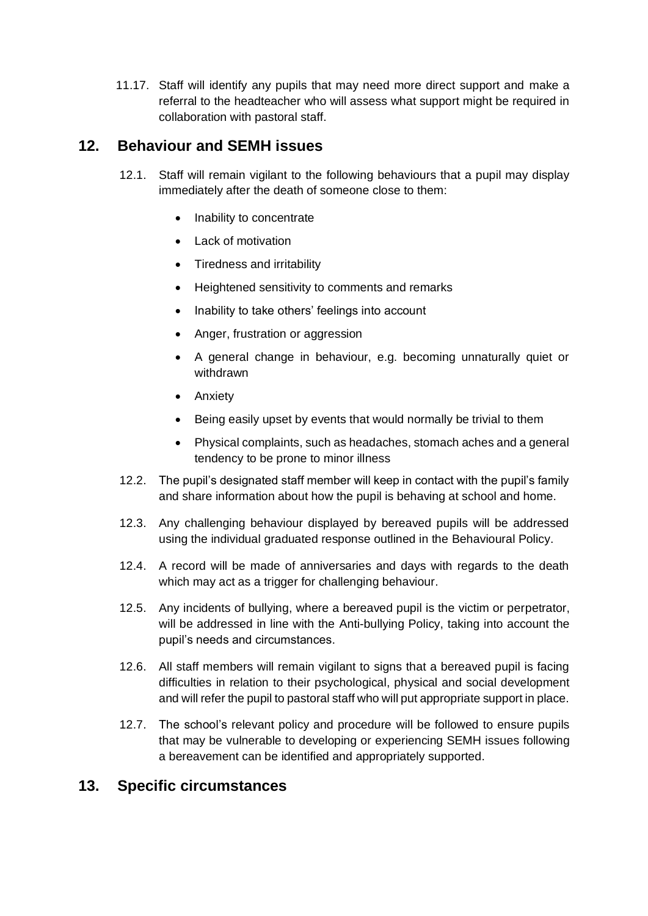11.17. Staff will identify any pupils that may need more direct support and make a referral to the headteacher who will assess what support might be required in collaboration with pastoral staff.

## 12. Behaviour and SEMH issues

12.1. Staff will remain vigilant to the following behaviours that a pupil may display immediately after the death of someone close to them:

- Inability to concentrate
- Lack of motivation
- Tiredness and irritability
- Heightened sensitivity to comments and remarks
- Inability to take others' feelings into account
- Anger, frustration or aggression
- A general change in behaviour, e.g. becoming unnaturally quiet or withdrawn
- Anxiety
- Being easily upset by events that would normally be trivial to them
- Physical complaints, such as headaches, stomach aches and a general tendency to be prone to minor illness

12.2. The pupil's designated staff member will keep in contact with the pupil's family and share information about how the pupil is behaving at school and home.

12.3. Any challenging behaviour displayed by bereaved pupils will be addressed using the individual graduated response outlined in the Behavioural Policy.

12.4. A record will be made of anniversaries and days with regards to the death which may act as a trigger for challenging behaviour.

12.5. Any incidents of bullying, where a bereaved pupil is the victim or perpetrator, will be addressed in line with the Anti-bullying Policy, taking into account the pupil's needs and circumstances.

12.6. All staff members will remain vigilant to signs that a bereaved pupil is facing difficulties in relation to their psychological, physical and social development and will refer the pupil to pastoral staff who will put appropriate support in place.

12.7. The school's relevant policy and procedure will be followed to ensure pupils that may be vulnerable to developing or experiencing SEMH issues following a bereavement can be identified and appropriately supported.

## 13. Specific circumstances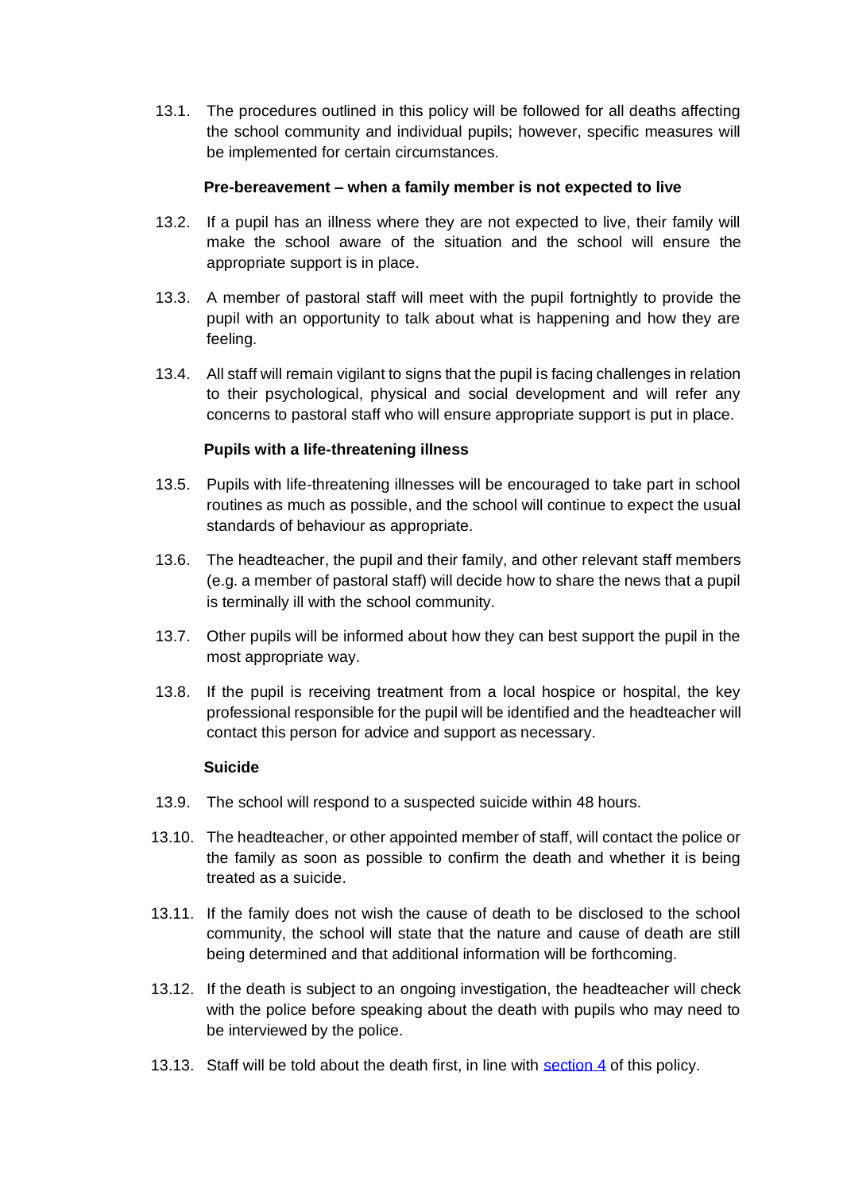13.1. The procedures outlined in this policy will be followed for all deaths affecting the school community and individual pupils; however, specific measures will be implemented for certain circumstances.

**Pre-bereavement – when a family member is not expected to live**

13.2. If a pupil has an illness where they are not expected to live, their family will make the school aware of the situation and the school will ensure the appropriate support is in place.

13.3. A member of pastoral staff will meet with the pupil fortnightly to provide the pupil with an opportunity to talk about what is happening and how they are feeling.

13.4. All staff will remain vigilant to signs that the pupil is facing challenges in relation to their psychological, physical and social development and will refer any concerns to pastoral staff who will ensure appropriate support is put in place.

**Pupils with a life-threatening illness**

13.5. Pupils with life-threatening illnesses will be encouraged to take part in school routines as much as possible, and the school will continue to expect the usual standards of behaviour as appropriate.

13.6. The headteacher, the pupil and their family, and other relevant staff members (e.g. a member of pastoral staff) will decide how to share the news that a pupil is terminally ill with the school community.

13.7. Other pupils will be informed about how they can best support the pupil in the most appropriate way.

13.8. If the pupil is receiving treatment from a local hospice or hospital, the key professional responsible for the pupil will be identified and the headteacher will contact this person for advice and support as necessary.

**Suicide**

13.9. The school will respond to a suspected suicide within 48 hours.

13.10. The headteacher, or other appointed member of staff, will contact the police or the family as soon as possible to confirm the death and whether it is being treated as a suicide.

13.11. If the family does not wish the cause of death to be disclosed to the school community, the school will state that the nature and cause of death are still being determined and that additional information will be forthcoming.

13.12. If the death is subject to an ongoing investigation, the headteacher will check with the police before speaking about the death with pupils who may need to be interviewed by the police.

13.13. Staff will be told about the death first, in line with section 4 of this policy.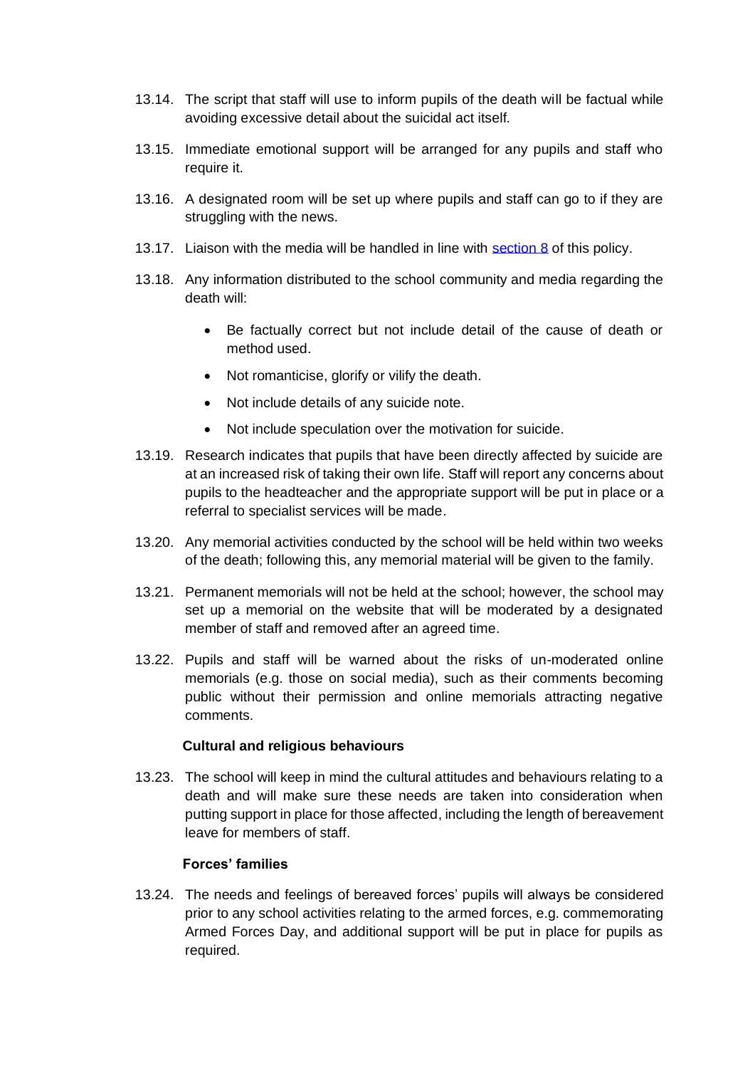13.14. The script that staff will use to inform pupils of the death will be factual while avoiding excessive detail about the suicidal act itself.

13.15. Immediate emotional support will be arranged for any pupils and staff who require it.

13.16. A designated room will be set up where pupils and staff can go to if they are struggling with the news.

13.17. Liaison with the media will be handled in line with [section 8](#) of this policy.

13.18. Any information distributed to the school community and media regarding the death will:

- Be factually correct but not include detail of the cause of death or method used.
- Not romanticise, glorify or vilify the death.
- Not include details of any suicide note.
- Not include speculation over the motivation for suicide.

13.19. Research indicates that pupils that have been directly affected by suicide are at an increased risk of taking their own life. Staff will report any concerns about pupils to the headteacher and the appropriate support will be put in place or a referral to specialist services will be made.

13.20. Any memorial activities conducted by the school will be held within two weeks of the death; following this, any memorial material will be given to the family.

13.21. Permanent memorials will not be held at the school; however, the school may set up a memorial on the website that will be moderated by a designated member of staff and removed after an agreed time.

13.22. Pupils and staff will be warned about the risks of un-moderated online memorials (e.g. those on social media), such as their comments becoming public without their permission and online memorials attracting negative comments.

**Cultural and religious behaviours**

13.23. The school will keep in mind the cultural attitudes and behaviours relating to a death and will make sure these needs are taken into consideration when putting support in place for those affected, including the length of bereavement leave for members of staff.

**Forces' families**

13.24. The needs and feelings of bereaved forces' pupils will always be considered prior to any school activities relating to the armed forces, e.g. commemorating Armed Forces Day, and additional support will be put in place for pupils as required.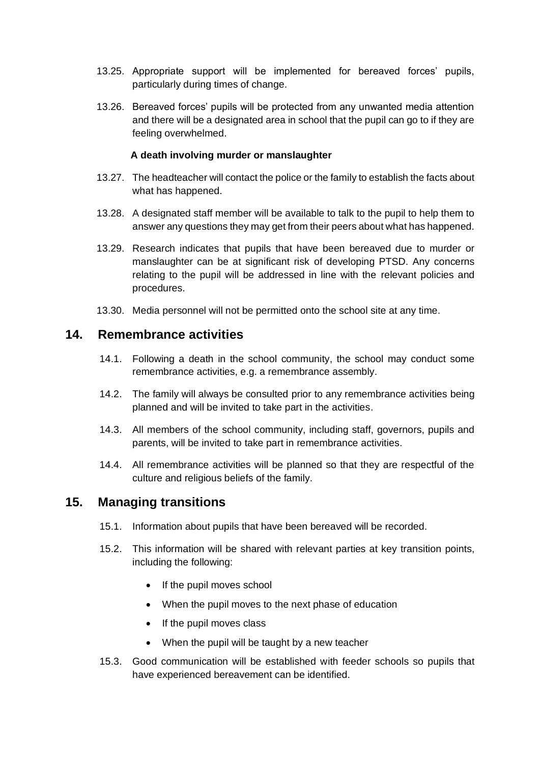13.25. Appropriate support will be implemented for bereaved forces' pupils, particularly during times of change.

13.26. Bereaved forces' pupils will be protected from any unwanted media attention and there will be a designated area in school that the pupil can go to if they are feeling overwhelmed.

**A death involving murder or manslaughter**

13.27. The headteacher will contact the police or the family to establish the facts about what has happened.

13.28. A designated staff member will be available to talk to the pupil to help them to answer any questions they may get from their peers about what has happened.

13.29. Research indicates that pupils that have been bereaved due to murder or manslaughter can be at significant risk of developing PTSD. Any concerns relating to the pupil will be addressed in line with the relevant policies and procedures.

13.30. Media personnel will not be permitted onto the school site at any time.

## 14. Remembrance activities

14.1. Following a death in the school community, the school may conduct some remembrance activities, e.g. a remembrance assembly.

14.2. The family will always be consulted prior to any remembrance activities being planned and will be invited to take part in the activities.

14.3. All members of the school community, including staff, governors, pupils and parents, will be invited to take part in remembrance activities.

14.4. All remembrance activities will be planned so that they are respectful of the culture and religious beliefs of the family.

## 15. Managing transitions

15.1. Information about pupils that have been bereaved will be recorded.

15.2. This information will be shared with relevant parties at key transition points, including the following:

- If the pupil moves school
- When the pupil moves to the next phase of education
- If the pupil moves class
- When the pupil will be taught by a new teacher

15.3. Good communication will be established with feeder schools so pupils that have experienced bereavement can be identified.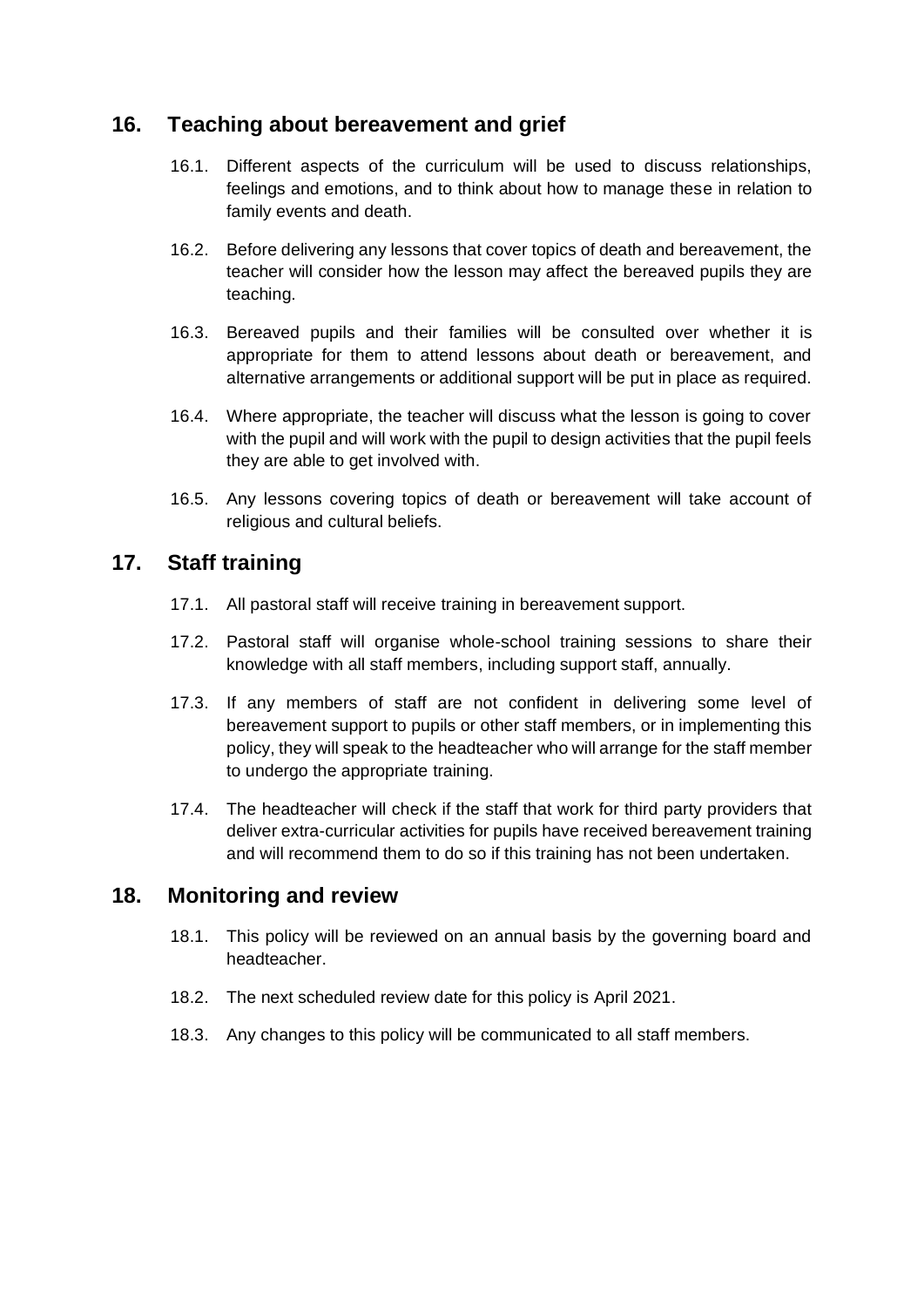## 16. Teaching about bereavement and grief

16.1. Different aspects of the curriculum will be used to discuss relationships, feelings and emotions, and to think about how to manage these in relation to family events and death.

16.2. Before delivering any lessons that cover topics of death and bereavement, the teacher will consider how the lesson may affect the bereaved pupils they are teaching.

16.3. Bereaved pupils and their families will be consulted over whether it is appropriate for them to attend lessons about death or bereavement, and alternative arrangements or additional support will be put in place as required.

16.4. Where appropriate, the teacher will discuss what the lesson is going to cover with the pupil and will work with the pupil to design activities that the pupil feels they are able to get involved with.

16.5. Any lessons covering topics of death or bereavement will take account of religious and cultural beliefs.

## 17. Staff training

17.1. All pastoral staff will receive training in bereavement support.

17.2. Pastoral staff will organise whole-school training sessions to share their knowledge with all staff members, including support staff, annually.

17.3. If any members of staff are not confident in delivering some level of bereavement support to pupils or other staff members, or in implementing this policy, they will speak to the headteacher who will arrange for the staff member to undergo the appropriate training.

17.4. The headteacher will check if the staff that work for third party providers that deliver extra-curricular activities for pupils have received bereavement training and will recommend them to do so if this training has not been undertaken.

## 18. Monitoring and review

18.1. This policy will be reviewed on an annual basis by the governing board and headteacher.

18.2. The next scheduled review date for this policy is April 2021.

18.3. Any changes to this policy will be communicated to all staff members.